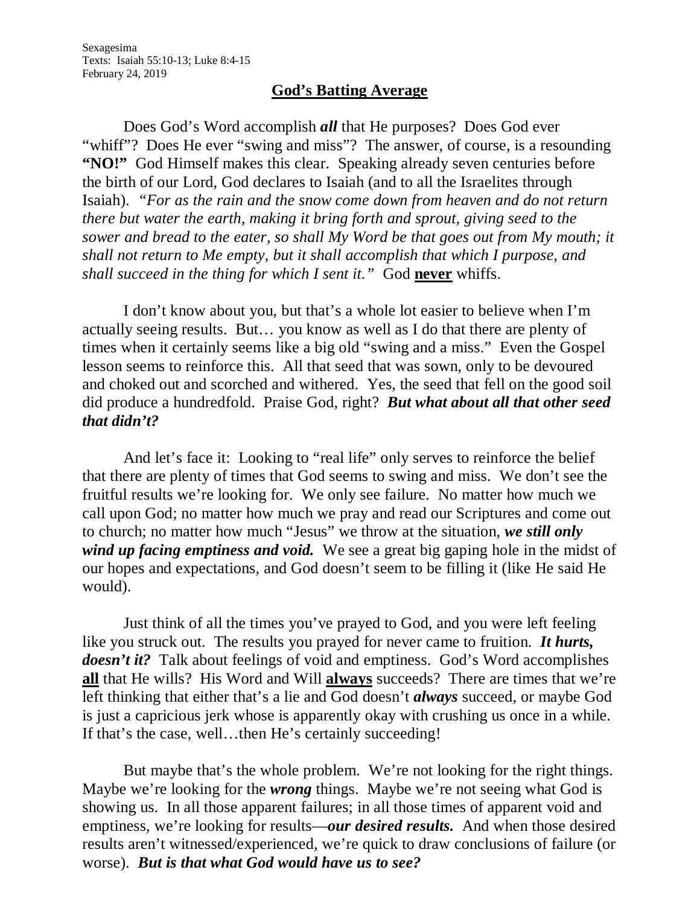Sexagesima
Texts: Isaiah 55:10-13; Luke 8:4-15
February 24, 2019

## God's Batting Average

Does God's Word accomplish ***all*** that He purposes? Does God ever "whiff"? Does He ever "swing and miss"? The answer, of course, is a resounding **"NO!"** God Himself makes this clear. Speaking already seven centuries before the birth of our Lord, God declares to Isaiah (and to all the Israelites through Isaiah). "*For as the rain and the snow come down from heaven and do not return there but water the earth, making it bring forth and sprout, giving seed to the sower and bread to the eater, so shall My Word be that goes out from My mouth; it shall not return to Me empty, but it shall accomplish that which I purpose, and shall succeed in the thing for which I sent it."* God <u>**never**</u> whiffs.

I don't know about you, but that's a whole lot easier to believe when I'm actually seeing results. But… you know as well as I do that there are plenty of times when it certainly seems like a big old "swing and a miss." Even the Gospel lesson seems to reinforce this. All that seed that was sown, only to be devoured and choked out and scorched and withered. Yes, the seed that fell on the good soil did produce a hundredfold. Praise God, right? ***But what about all that other seed that didn't?***

And let's face it: Looking to "real life" only serves to reinforce the belief that there are plenty of times that God seems to swing and miss. We don't see the fruitful results we're looking for. We only see failure. No matter how much we call upon God; no matter how much we pray and read our Scriptures and come out to church; no matter how much "Jesus" we throw at the situation, ***we still only wind up facing emptiness and void.*** We see a great big gaping hole in the midst of our hopes and expectations, and God doesn't seem to be filling it (like He said He would).

Just think of all the times you've prayed to God, and you were left feeling like you struck out. The results you prayed for never came to fruition. ***It hurts, doesn't it?*** Talk about feelings of void and emptiness. God's Word accomplishes <u>**all**</u> that He wills? His Word and Will <u>**always**</u> succeeds? There are times that we're left thinking that either that's a lie and God doesn't ***always*** succeed, or maybe God is just a capricious jerk whose is apparently okay with crushing us once in a while. If that's the case, well…then He's certainly succeeding!

But maybe that's the whole problem. We're not looking for the right things. Maybe we're looking for the ***wrong*** things. Maybe we're not seeing what God is showing us. In all those apparent failures; in all those times of apparent void and emptiness, we're looking for results—***our desired results.*** And when those desired results aren't witnessed/experienced, we're quick to draw conclusions of failure (or worse). ***But is that what God would have us to see?***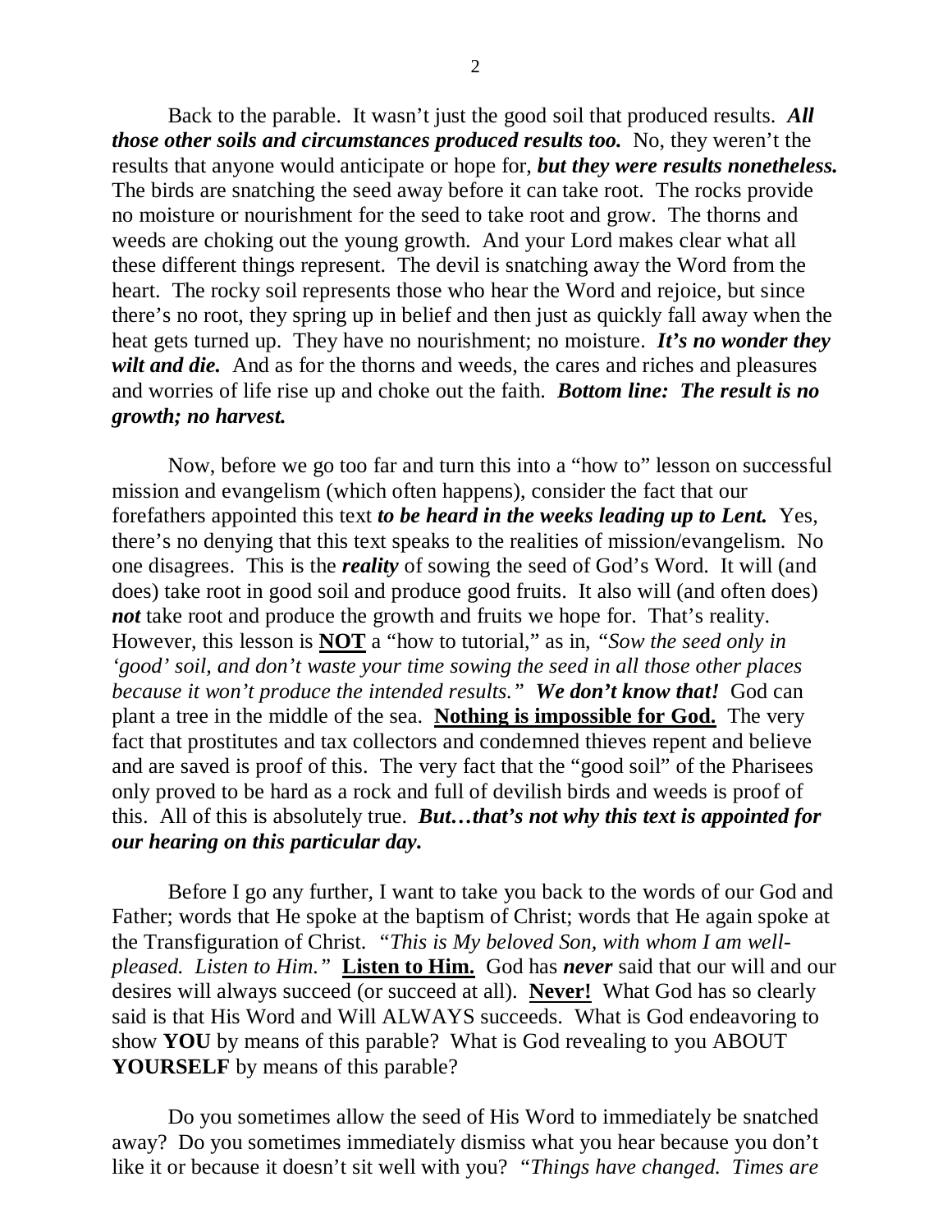Back to the parable. It wasn't just the good soil that produced results. ***All those other soils and circumstances produced results too.*** No, they weren't the results that anyone would anticipate or hope for, ***but they were results nonetheless.*** The birds are snatching the seed away before it can take root. The rocks provide no moisture or nourishment for the seed to take root and grow. The thorns and weeds are choking out the young growth. And your Lord makes clear what all these different things represent. The devil is snatching away the Word from the heart. The rocky soil represents those who hear the Word and rejoice, but since there's no root, they spring up in belief and then just as quickly fall away when the heat gets turned up. They have no nourishment; no moisture. ***It's no wonder they wilt and die.*** And as for the thorns and weeds, the cares and riches and pleasures and worries of life rise up and choke out the faith. ***Bottom line: The result is no growth; no harvest.***

Now, before we go too far and turn this into a "how to" lesson on successful mission and evangelism (which often happens), consider the fact that our forefathers appointed this text ***to be heard in the weeks leading up to Lent.*** Yes, there's no denying that this text speaks to the realities of mission/evangelism. No one disagrees. This is the ***reality*** of sowing the seed of God's Word. It will (and does) take root in good soil and produce good fruits. It also will (and often does) ***not*** take root and produce the growth and fruits we hope for. That's reality. However, this lesson is <u>**NOT**</u> a "how to tutorial," as in, *"Sow the seed only in 'good' soil, and don't waste your time sowing the seed in all those other places because it won't produce the intended results."* ***We don't know that!*** God can plant a tree in the middle of the sea. <u>**Nothing is impossible for God.**</u> The very fact that prostitutes and tax collectors and condemned thieves repent and believe and are saved is proof of this. The very fact that the "good soil" of the Pharisees only proved to be hard as a rock and full of devilish birds and weeds is proof of this. All of this is absolutely true. ***But…that's not why this text is appointed for our hearing on this particular day.***

Before I go any further, I want to take you back to the words of our God and Father; words that He spoke at the baptism of Christ; words that He again spoke at the Transfiguration of Christ. *"This is My beloved Son, with whom I am well-pleased. Listen to Him."* <u>**Listen to Him.**</u> God has ***never*** said that our will and our desires will always succeed (or succeed at all). <u>**Never!**</u> What God has so clearly said is that His Word and Will ALWAYS succeeds. What is God endeavoring to show **YOU** by means of this parable? What is God revealing to you ABOUT **YOURSELF** by means of this parable?

Do you sometimes allow the seed of His Word to immediately be snatched away? Do you sometimes immediately dismiss what you hear because you don't like it or because it doesn't sit well with you? *"Things have changed. Times are*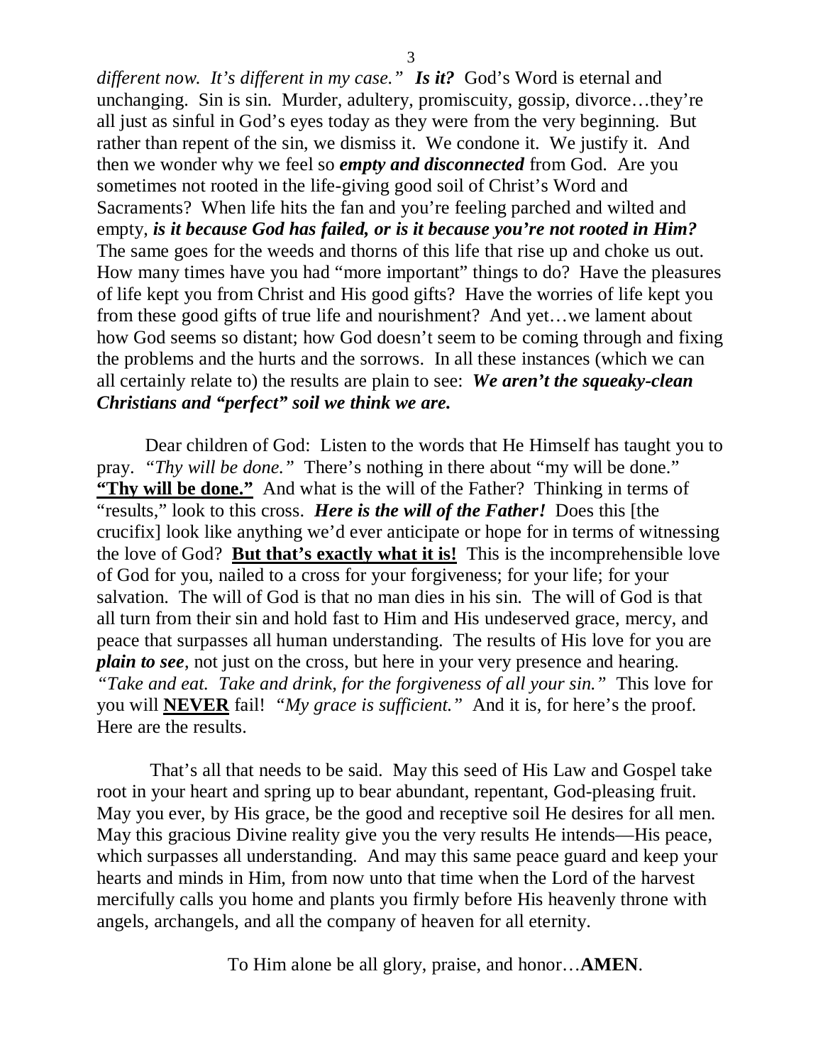*different now. It's different in my case."* ***Is it?*** God's Word is eternal and unchanging. Sin is sin. Murder, adultery, promiscuity, gossip, divorce…they're all just as sinful in God's eyes today as they were from the very beginning. But rather than repent of the sin, we dismiss it. We condone it. We justify it. And then we wonder why we feel so ***empty and disconnected*** from God. Are you sometimes not rooted in the life-giving good soil of Christ's Word and Sacraments? When life hits the fan and you're feeling parched and wilted and empty, ***is it because God has failed, or is it because you're not rooted in Him?*** The same goes for the weeds and thorns of this life that rise up and choke us out. How many times have you had "more important" things to do? Have the pleasures of life kept you from Christ and His good gifts? Have the worries of life kept you from these good gifts of true life and nourishment? And yet…we lament about how God seems so distant; how God doesn't seem to be coming through and fixing the problems and the hurts and the sorrows. In all these instances (which we can all certainly relate to) the results are plain to see: ***We aren't the squeaky-clean Christians and "perfect" soil we think we are.***

Dear children of God: Listen to the words that He Himself has taught you to pray. *"Thy will be done."* There's nothing in there about "my will be done." **<u>"Thy will be done."</u>** And what is the will of the Father? Thinking in terms of "results," look to this cross. ***Here is the will of the Father!*** Does this [the crucifix] look like anything we'd ever anticipate or hope for in terms of witnessing the love of God? **<u>But that's exactly what it is!</u>** This is the incomprehensible love of God for you, nailed to a cross for your forgiveness; for your life; for your salvation. The will of God is that no man dies in his sin. The will of God is that all turn from their sin and hold fast to Him and His undeserved grace, mercy, and peace that surpasses all human understanding. The results of His love for you are ***plain to see***, not just on the cross, but here in your very presence and hearing. *"Take and eat. Take and drink, for the forgiveness of all your sin."* This love for you will **<u>NEVER</u>** fail! *"My grace is sufficient."* And it is, for here's the proof. Here are the results.

That's all that needs to be said. May this seed of His Law and Gospel take root in your heart and spring up to bear abundant, repentant, God-pleasing fruit. May you ever, by His grace, be the good and receptive soil He desires for all men. May this gracious Divine reality give you the very results He intends—His peace, which surpasses all understanding. And may this same peace guard and keep your hearts and minds in Him, from now unto that time when the Lord of the harvest mercifully calls you home and plants you firmly before His heavenly throne with angels, archangels, and all the company of heaven for all eternity.

To Him alone be all glory, praise, and honor…**AMEN**.